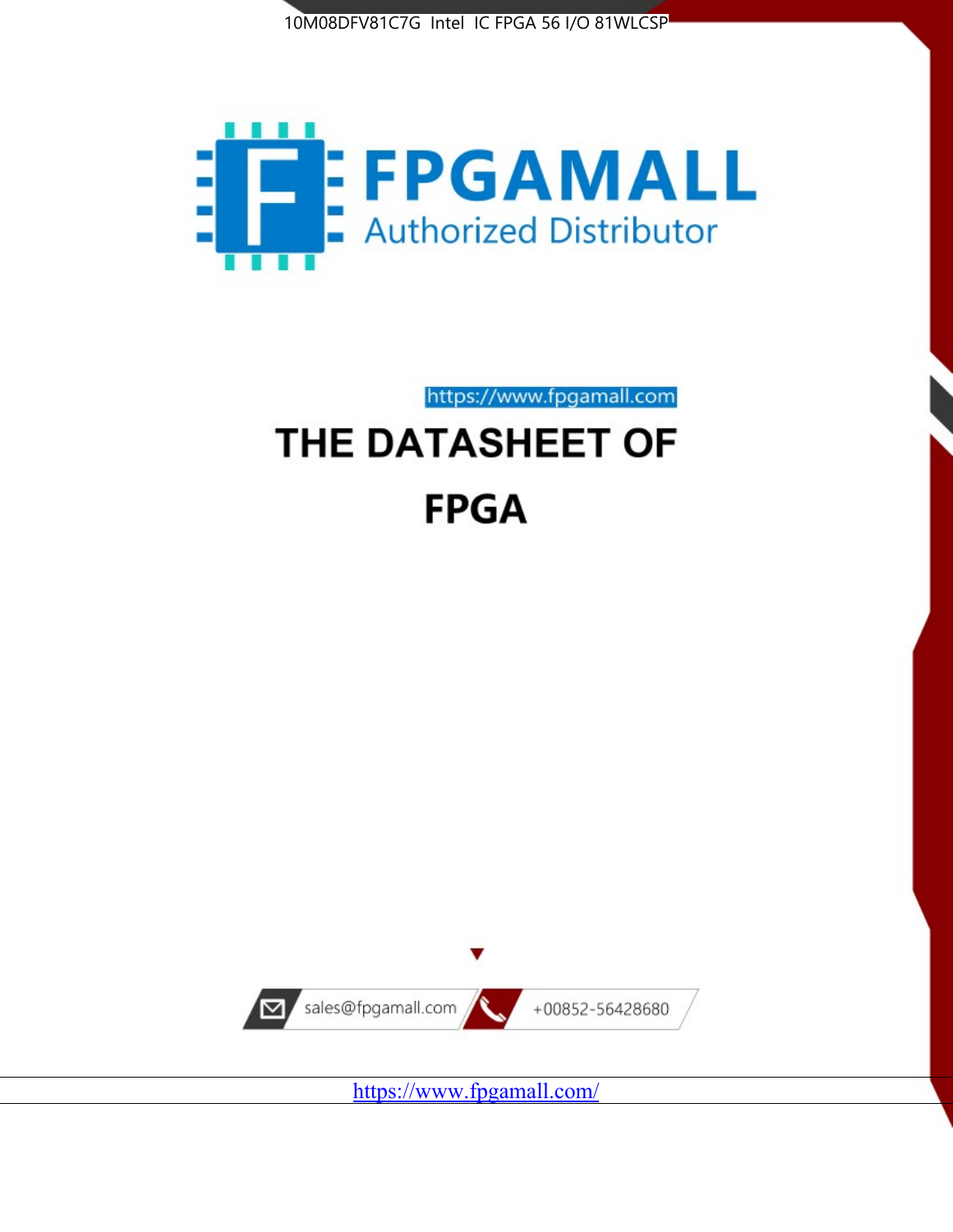10M08DFV81C7G Intel IC FPGA 56 I/O 81WLCSP

FPGAMALL

Authorized Distributor

https://www.fpgamall.com

# THE DATASHEET OF

# FPGA

sales@fpgamall.com

+00852-56428680

https://www.fpgamall.com/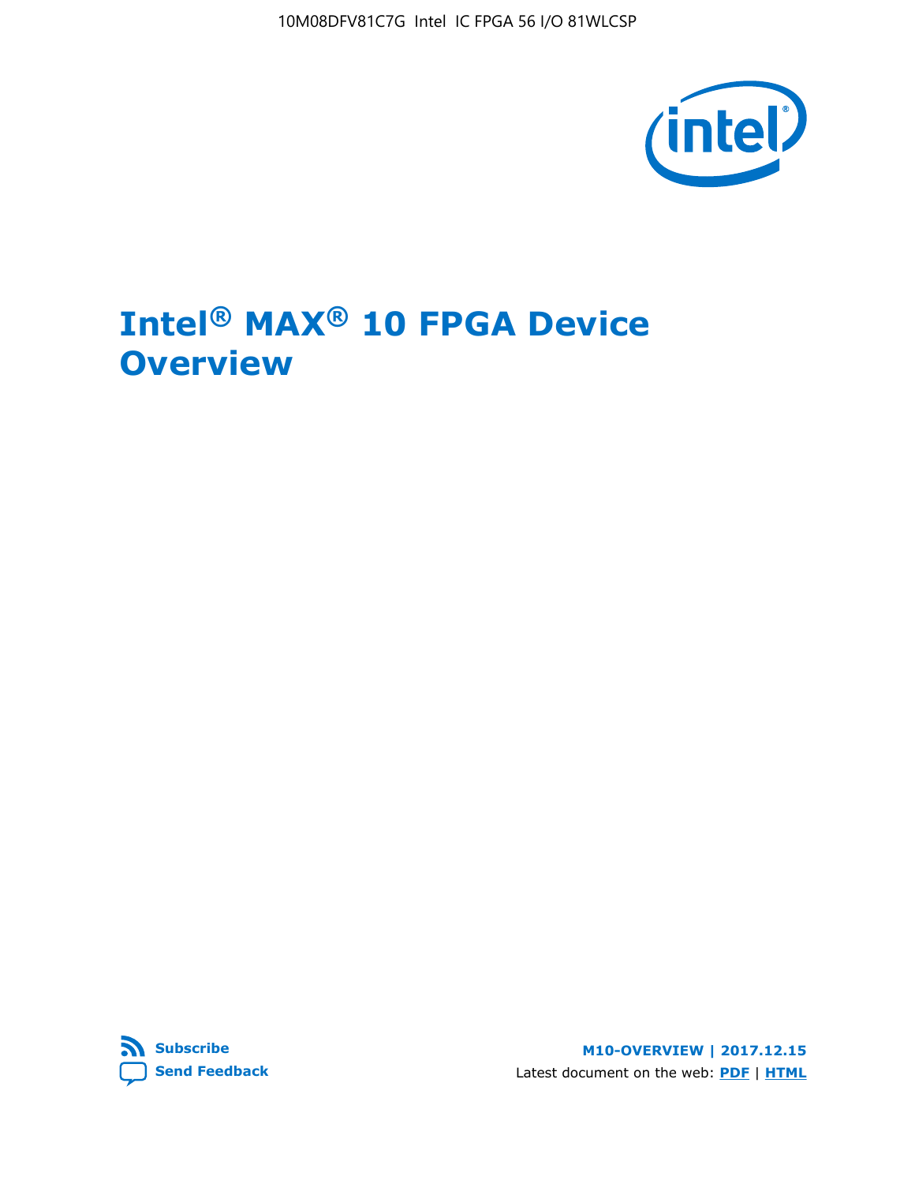# Intel® MAX® 10 FPGA Device Overview

Subscribe

Send Feedback

M10-OVERVIEW | 2017.12.15

Latest document on the web: PDF | HTML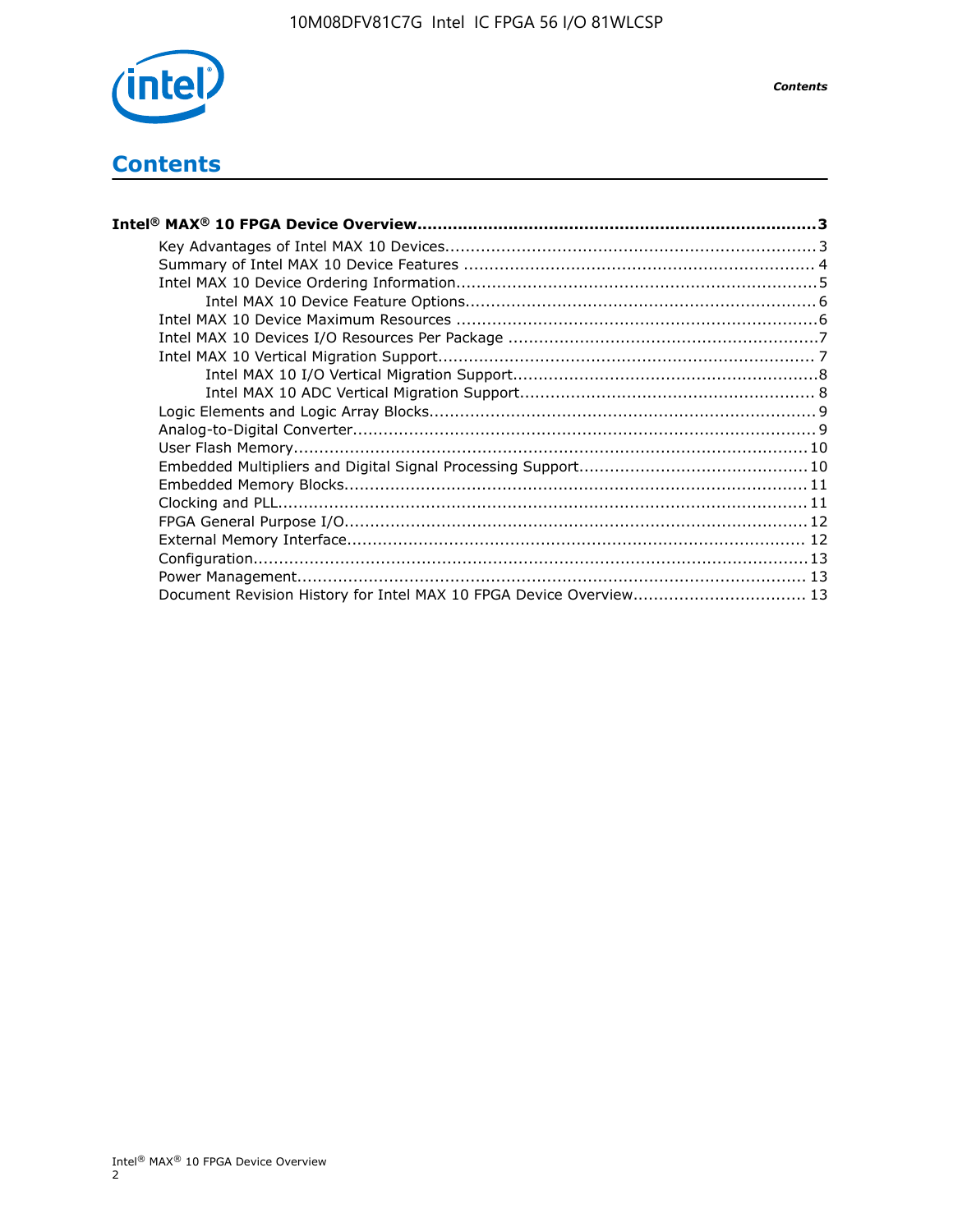# Contents

**Intel® MAX® 10 FPGA Device Overview......................................................................3**

- Key Advantages of Intel MAX 10 Devices........................................................................3
- Summary of Intel MAX 10 Device Features ..................................................................... 4
- Intel MAX 10 Device Ordering Information.......................................................................5
    - Intel MAX 10 Device Feature Options.....................................................................6
- Intel MAX 10 Device Maximum Resources .......................................................................6
- Intel MAX 10 Devices I/O Resources Per Package .............................................................7
- Intel MAX 10 Vertical Migration Support......................................................................... 7
    - Intel MAX 10 I/O Vertical Migration Support...........................................................8
    - Intel MAX 10 ADC Vertical Migration Support......................................................... 8
- Logic Elements and Logic Array Blocks............................................................................9
- Analog-to-Digital Converter............................................................................................9
- User Flash Memory...................................................................................................... 10
- Embedded Multipliers and Digital Signal Processing Support............................................10
- Embedded Memory Blocks........................................................................................... 11
- Clocking and PLL......................................................................................................... 11
- FPGA General Purpose I/O........................................................................................... 12
- External Memory Interface.......................................................................................... 12
- Configuration.............................................................................................................. 13
- Power Management..................................................................................................... 13
- Document Revision History for Intel MAX 10 FPGA Device Overview................................. 13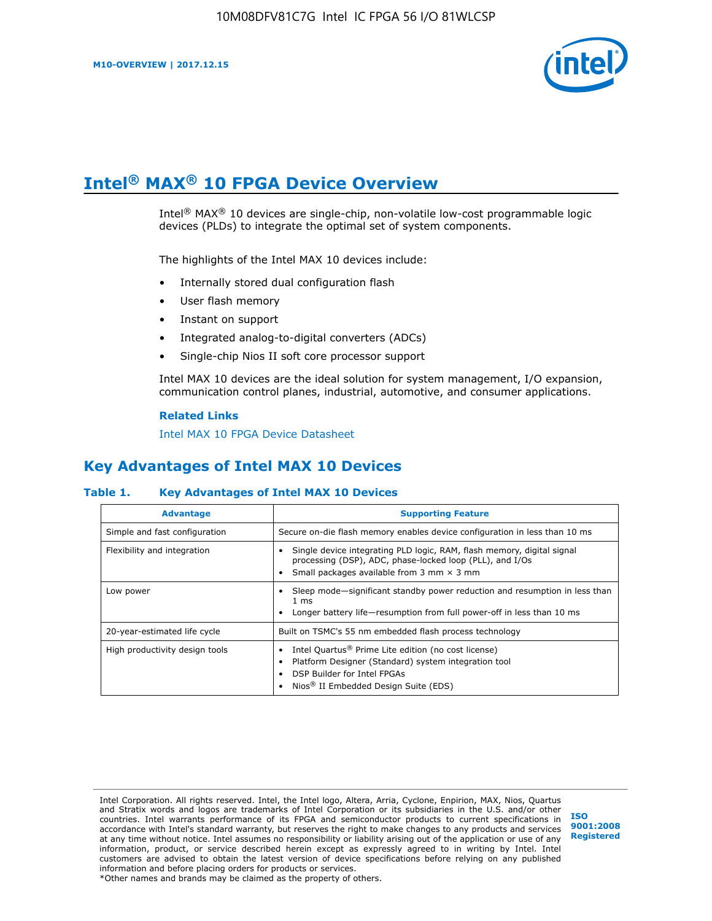# Intel® MAX® 10 FPGA Device Overview

Intel® MAX® 10 devices are single-chip, non-volatile low-cost programmable logic devices (PLDs) to integrate the optimal set of system components.

The highlights of the Intel MAX 10 devices include:

- Internally stored dual configuration flash
- User flash memory
- Instant on support
- Integrated analog-to-digital converters (ADCs)
- Single-chip Nios II soft core processor support

Intel MAX 10 devices are the ideal solution for system management, I/O expansion, communication control planes, industrial, automotive, and consumer applications.

**Related Links**

Intel MAX 10 FPGA Device Datasheet

## Key Advantages of Intel MAX 10 Devices

**Table 1. Key Advantages of Intel MAX 10 Devices**

| Advantage | Supporting Feature |
| --- | --- |
| Simple and fast configuration | Secure on-die flash memory enables device configuration in less than 10 ms |
| Flexibility and integration | • Single device integrating PLD logic, RAM, flash memory, digital signal processing (DSP), ADC, phase-locked loop (PLL), and I/Os<br>• Small packages available from 3 mm × 3 mm |
| Low power | • Sleep mode—significant standby power reduction and resumption in less than 1 ms<br>• Longer battery life—resumption from full power-off in less than 10 ms |
| 20-year-estimated life cycle | Built on TSMC's 55 nm embedded flash process technology |
| High productivity design tools | • Intel Quartus® Prime Lite edition (no cost license)<br>• Platform Designer (Standard) system integration tool<br>• DSP Builder for Intel FPGAs<br>• Nios® II Embedded Design Suite (EDS) |

Intel Corporation. All rights reserved. Intel, the Intel logo, Altera, Arria, Cyclone, Enpirion, MAX, Nios, Quartus and Stratix words and logos are trademarks of Intel Corporation or its subsidiaries in the U.S. and/or other countries. Intel warrants performance of its FPGA and semiconductor products to current specifications in accordance with Intel's standard warranty, but reserves the right to make changes to any products and services at any time without notice. Intel assumes no responsibility or liability arising out of the application or use of any information, product, or service described herein except as expressly agreed to in writing by Intel. Intel customers are advised to obtain the latest version of device specifications before relying on any published information and before placing orders for products or services.
*Other names and brands may be claimed as the property of others.

ISO 9001:2008 Registered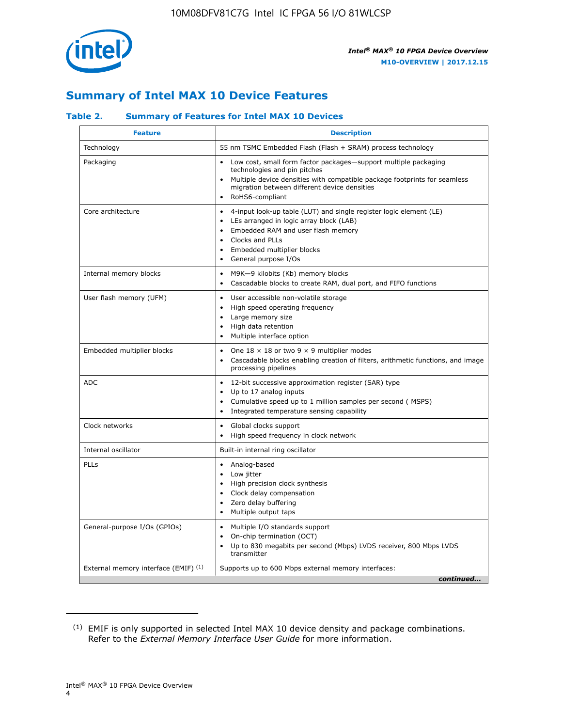## Summary of Intel MAX 10 Device Features

### Table 2. Summary of Features for Intel MAX 10 Devices

| Feature | Description |
| --- | --- |
| Technology | 55 nm TSMC Embedded Flash (Flash + SRAM) process technology |
| Packaging | • Low cost, small form factor packages—support multiple packaging technologies and pin pitches<br>• Multiple device densities with compatible package footprints for seamless migration between different device densities<br>• RoHS6-compliant |
| Core architecture | • 4-input look-up table (LUT) and single register logic element (LE)<br>• LEs arranged in logic array block (LAB)<br>• Embedded RAM and user flash memory<br>• Clocks and PLLs<br>• Embedded multiplier blocks<br>• General purpose I/Os |
| Internal memory blocks | • M9K—9 kilobits (Kb) memory blocks<br>• Cascadable blocks to create RAM, dual port, and FIFO functions |
| User flash memory (UFM) | • User accessible non-volatile storage<br>• High speed operating frequency<br>• Large memory size<br>• High data retention<br>• Multiple interface option |
| Embedded multiplier blocks | • One 18 × 18 or two 9 × 9 multiplier modes<br>• Cascadable blocks enabling creation of filters, arithmetic functions, and image processing pipelines |
| ADC | • 12-bit successive approximation register (SAR) type<br>• Up to 17 analog inputs<br>• Cumulative speed up to 1 million samples per second ( MSPS)<br>• Integrated temperature sensing capability |
| Clock networks | • Global clocks support<br>• High speed frequency in clock network |
| Internal oscillator | Built-in internal ring oscillator |
| PLLs | • Analog-based<br>• Low jitter<br>• High precision clock synthesis<br>• Clock delay compensation<br>• Zero delay buffering<br>• Multiple output taps |
| General-purpose I/Os (GPIOs) | • Multiple I/O standards support<br>• On-chip termination (OCT)<br>• Up to 830 megabits per second (Mbps) LVDS receiver, 800 Mbps LVDS transmitter |
| External memory interface (EMIF) [(1)] | Supports up to 600 Mbps external memory interfaces: |

*continued...*

(1) EMIF is only supported in selected Intel MAX 10 device density and package combinations. Refer to the *External Memory Interface User Guide* for more information.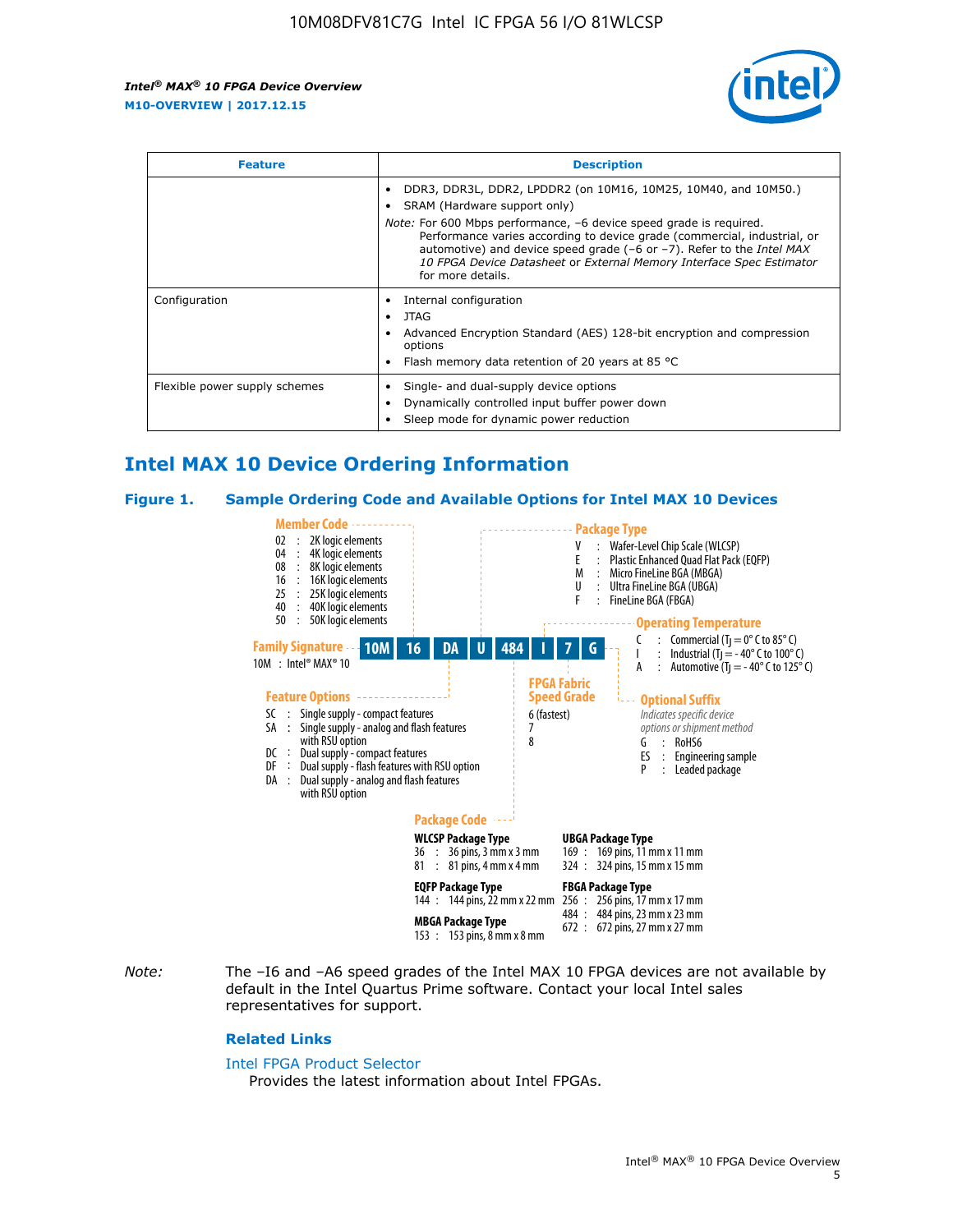| Feature | Description |
| --- | --- |
| | • DDR3, DDR3L, DDR2, LPDDR2 (on 10M16, 10M25, 10M40, and 10M50.)<br>• SRAM (Hardware support only)<br>*Note:* For 600 Mbps performance, −6 device speed grade is required. Performance varies according to device grade (commercial, industrial, or automotive) and device speed grade (−6 or −7). Refer to the *Intel MAX 10 FPGA Device Datasheet* or *External Memory Interface Spec Estimator* for more details. |
| Configuration | • Internal configuration<br>• JTAG<br>• Advanced Encryption Standard (AES) 128-bit encryption and compression options<br>• Flash memory data retention of 20 years at 85 °C |
| Flexible power supply schemes | • Single- and dual-supply device options<br>• Dynamically controlled input buffer power down<br>• Sleep mode for dynamic power reduction |

## Intel MAX 10 Device Ordering Information

### Figure 1. Sample Ordering Code and Available Options for Intel MAX 10 Devices

Sample ordering code: **10M 16 DA U 484 I 7 G**

**Family Signature**
10M : Intel® MAX® 10

**Member Code**
- 02 : 2K logic elements
- 04 : 4K logic elements
- 08 : 8K logic elements
- 16 : 16K logic elements
- 25 : 25K logic elements
- 40 : 40K logic elements
- 50 : 50K logic elements

**Feature Options**
- SC : Single supply - compact features
- SA : Single supply - analog and flash features with RSU option
- DC : Dual supply - compact features
- DF : Dual supply - flash features with RSU option
- DA : Dual supply - analog and flash features with RSU option

**Package Type**
- V : Wafer-Level Chip Scale (WLCSP)
- E : Plastic Enhanced Quad Flat Pack (EQFP)
- M : Micro FineLine BGA (MBGA)
- U : Ultra FineLine BGA (UBGA)
- F : FineLine BGA (FBGA)

**Package Code**

WLCSP Package Type
- 36 : 36 pins, 3 mm x 3 mm
- 81 : 81 pins, 4 mm x 4 mm

EQFP Package Type
- 144 : 144 pins, 22 mm x 22 mm

MBGA Package Type
- 153 : 153 pins, 8 mm x 8 mm

UBGA Package Type
- 169 : 169 pins, 11 mm x 11 mm
- 324 : 324 pins, 15 mm x 15 mm

FBGA Package Type
- 256 : 256 pins, 17 mm x 17 mm
- 484 : 484 pins, 23 mm x 23 mm
- 672 : 672 pins, 27 mm x 27 mm

**Operating Temperature**
- C : Commercial ($T_J$ = 0° C to 85° C)
- I : Industrial ($T_J$ = - 40° C to 100° C)
- A : Automotive ($T_J$ = - 40° C to 125° C)

**FPGA Fabric Speed Grade**
- 6 (fastest)
- 7
- 8

**Optional Suffix**
*Indicates specific device options or shipment method*
- G : RoHS6
- ES : Engineering sample
- P : Leaded package

*Note:* The –I6 and –A6 speed grades of the Intel MAX 10 FPGA devices are not available by default in the Intel Quartus Prime software. Contact your local Intel sales representatives for support.

#### Related Links

Intel FPGA Product Selector
Provides the latest information about Intel FPGAs.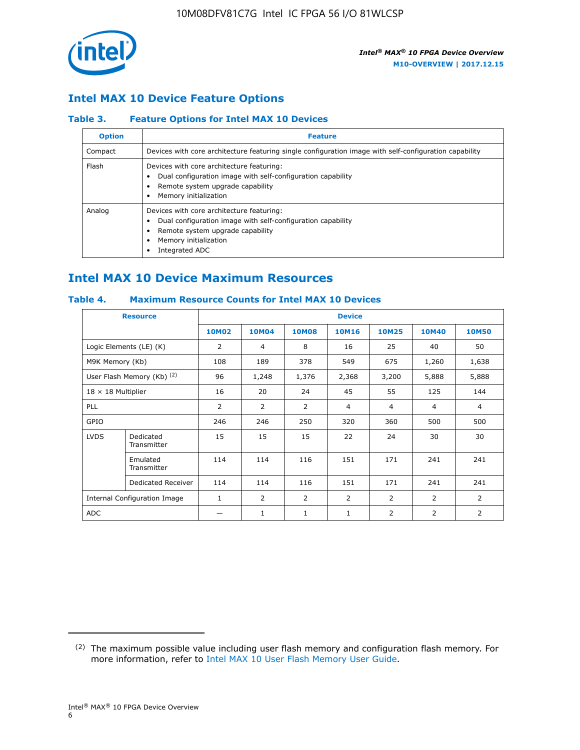## Intel MAX 10 Device Feature Options

### Table 3. Feature Options for Intel MAX 10 Devices

| Option | Feature |
|---|---|
| Compact | Devices with core architecture featuring single configuration image with self-configuration capability |
| Flash | Devices with core architecture featuring:<br>• Dual configuration image with self-configuration capability<br>• Remote system upgrade capability<br>• Memory initialization |
| Analog | Devices with core architecture featuring:<br>• Dual configuration image with self-configuration capability<br>• Remote system upgrade capability<br>• Memory initialization<br>• Integrated ADC |

## Intel MAX 10 Device Maximum Resources

### Table 4. Maximum Resource Counts for Intel MAX 10 Devices

| Resource | | Device | | | | | | |
|---|---|---|---|---|---|---|---|---|
| | | 10M02 | 10M04 | 10M08 | 10M16 | 10M25 | 10M40 | 10M50 |
| Logic Elements (LE) (K) | | 2 | 4 | 8 | 16 | 25 | 40 | 50 |
| M9K Memory (Kb) | | 108 | 189 | 378 | 549 | 675 | 1,260 | 1,638 |
| User Flash Memory (Kb) [2] | | 96 | 1,248 | 1,376 | 2,368 | 3,200 | 5,888 | 5,888 |
| 18 × 18 Multiplier | | 16 | 20 | 24 | 45 | 55 | 125 | 144 |
| PLL | | 2 | 2 | 2 | 4 | 4 | 4 | 4 |
| GPIO | | 246 | 246 | 250 | 320 | 360 | 500 | 500 |
| LVDS | Dedicated Transmitter | 15 | 15 | 15 | 22 | 24 | 30 | 30 |
| | Emulated Transmitter | 114 | 114 | 116 | 151 | 171 | 241 | 241 |
| | Dedicated Receiver | 114 | 114 | 116 | 151 | 171 | 241 | 241 |
| Internal Configuration Image | | 1 | 2 | 2 | 2 | 2 | 2 | 2 |
| ADC | | — | 1 | 1 | 1 | 2 | 2 | 2 |

[2] The maximum possible value including user flash memory and configuration flash memory. For more information, refer to Intel MAX 10 User Flash Memory User Guide.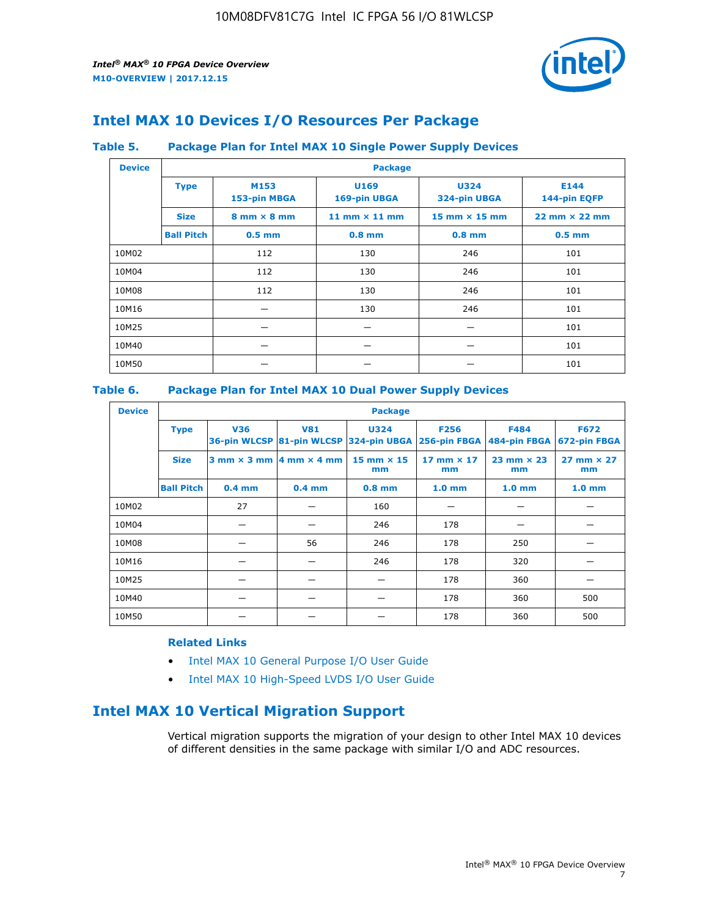## Intel MAX 10 Devices I/O Resources Per Package

**Table 5. Package Plan for Intel MAX 10 Single Power Supply Devices**

| Device | Package | | | | |
|---|---|---|---|---|---|
| | **Type** | **M153 153-pin MBGA** | **U169 169-pin UBGA** | **U324 324-pin UBGA** | **E144 144-pin EQFP** |
| | **Size** | **8 mm × 8 mm** | **11 mm × 11 mm** | **15 mm × 15 mm** | **22 mm × 22 mm** |
| | **Ball Pitch** | **0.5 mm** | **0.8 mm** | **0.8 mm** | **0.5 mm** |
| 10M02 | | 112 | 130 | 246 | 101 |
| 10M04 | | 112 | 130 | 246 | 101 |
| 10M08 | | 112 | 130 | 246 | 101 |
| 10M16 | | — | 130 | 246 | 101 |
| 10M25 | | — | — | — | 101 |
| 10M40 | | — | — | — | 101 |
| 10M50 | | — | — | — | 101 |

**Table 6. Package Plan for Intel MAX 10 Dual Power Supply Devices**

| Device | Package | | | | | | |
|---|---|---|---|---|---|---|---|
| | **Type** | **V36 36-pin WLCSP** | **V81 81-pin WLCSP** | **U324 324-pin UBGA** | **F256 256-pin FBGA** | **F484 484-pin FBGA** | **F672 672-pin FBGA** |
| | **Size** | **3 mm × 3 mm** | **4 mm × 4 mm** | **15 mm × 15 mm** | **17 mm × 17 mm** | **23 mm × 23 mm** | **27 mm × 27 mm** |
| | **Ball Pitch** | **0.4 mm** | **0.4 mm** | **0.8 mm** | **1.0 mm** | **1.0 mm** | **1.0 mm** |
| 10M02 | | 27 | — | 160 | — | — | — |
| 10M04 | | — | — | 246 | 178 | — | — |
| 10M08 | | — | 56 | 246 | 178 | 250 | — |
| 10M16 | | — | — | 246 | 178 | 320 | — |
| 10M25 | | — | — | — | 178 | 360 | — |
| 10M40 | | — | — | — | 178 | 360 | 500 |
| 10M50 | | — | — | — | 178 | 360 | 500 |

### Related Links

- Intel MAX 10 General Purpose I/O User Guide
- Intel MAX 10 High-Speed LVDS I/O User Guide

## Intel MAX 10 Vertical Migration Support

Vertical migration supports the migration of your design to other Intel MAX 10 devices of different densities in the same package with similar I/O and ADC resources.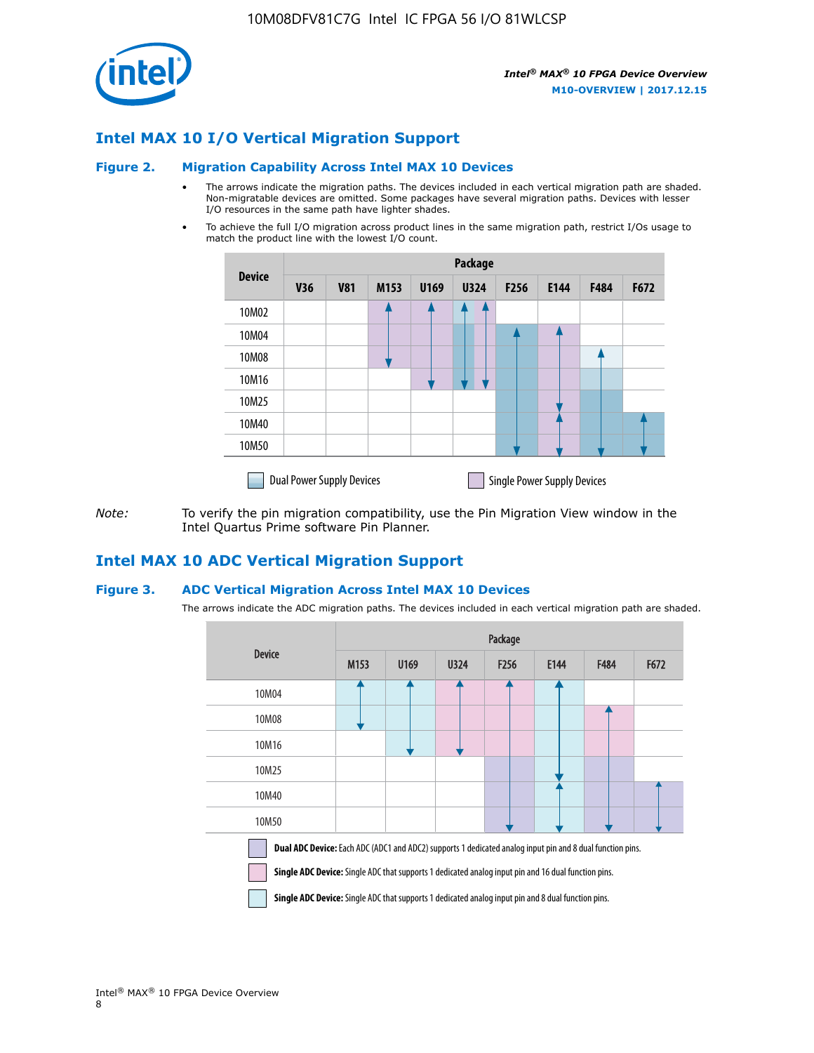## Intel MAX 10 I/O Vertical Migration Support

### Figure 2. Migration Capability Across Intel MAX 10 Devices

- The arrows indicate the migration paths. The devices included in each vertical migration path are shaded. Non-migratable devices are omitted. Some packages have several migration paths. Devices with lesser I/O resources in the same path have lighter shades.
- To achieve the full I/O migration across product lines in the same migration path, restrict I/Os usage to match the product line with the lowest I/O count.

| Device | Package | | | | | | | | |
|---|---|---|---|---|---|---|---|---|---|
| | V36 | V81 | M153 | U169 | U324 | F256 | E144 | F484 | F672 |
| 10M02 | | | | | | | | | |
| 10M04 | | | | | | | | | |
| 10M08 | | | | | | | | | |
| 10M16 | | | | | | | | | |
| 10M25 | | | | | | | | | |
| 10M40 | | | | | | | | | |
| 10M50 | | | | | | | | | |

Dual Power Supply Devices    Single Power Supply Devices

*Note:* To verify the pin migration compatibility, use the Pin Migration View window in the Intel Quartus Prime software Pin Planner.

## Intel MAX 10 ADC Vertical Migration Support

### Figure 3. ADC Vertical Migration Across Intel MAX 10 Devices

The arrows indicate the ADC migration paths. The devices included in each vertical migration path are shaded.

| Device | Package | | | | | | |
|---|---|---|---|---|---|---|---|
| | M153 | U169 | U324 | F256 | E144 | F484 | F672 |
| 10M04 | | | | | | | |
| 10M08 | | | | | | | |
| 10M16 | | | | | | | |
| 10M25 | | | | | | | |
| 10M40 | | | | | | | |
| 10M50 | | | | | | | |

**Dual ADC Device:** Each ADC (ADC1 and ADC2) supports 1 dedicated analog input pin and 8 dual function pins.

**Single ADC Device:** Single ADC that supports 1 dedicated analog input pin and 16 dual function pins.

**Single ADC Device:** Single ADC that supports 1 dedicated analog input pin and 8 dual function pins.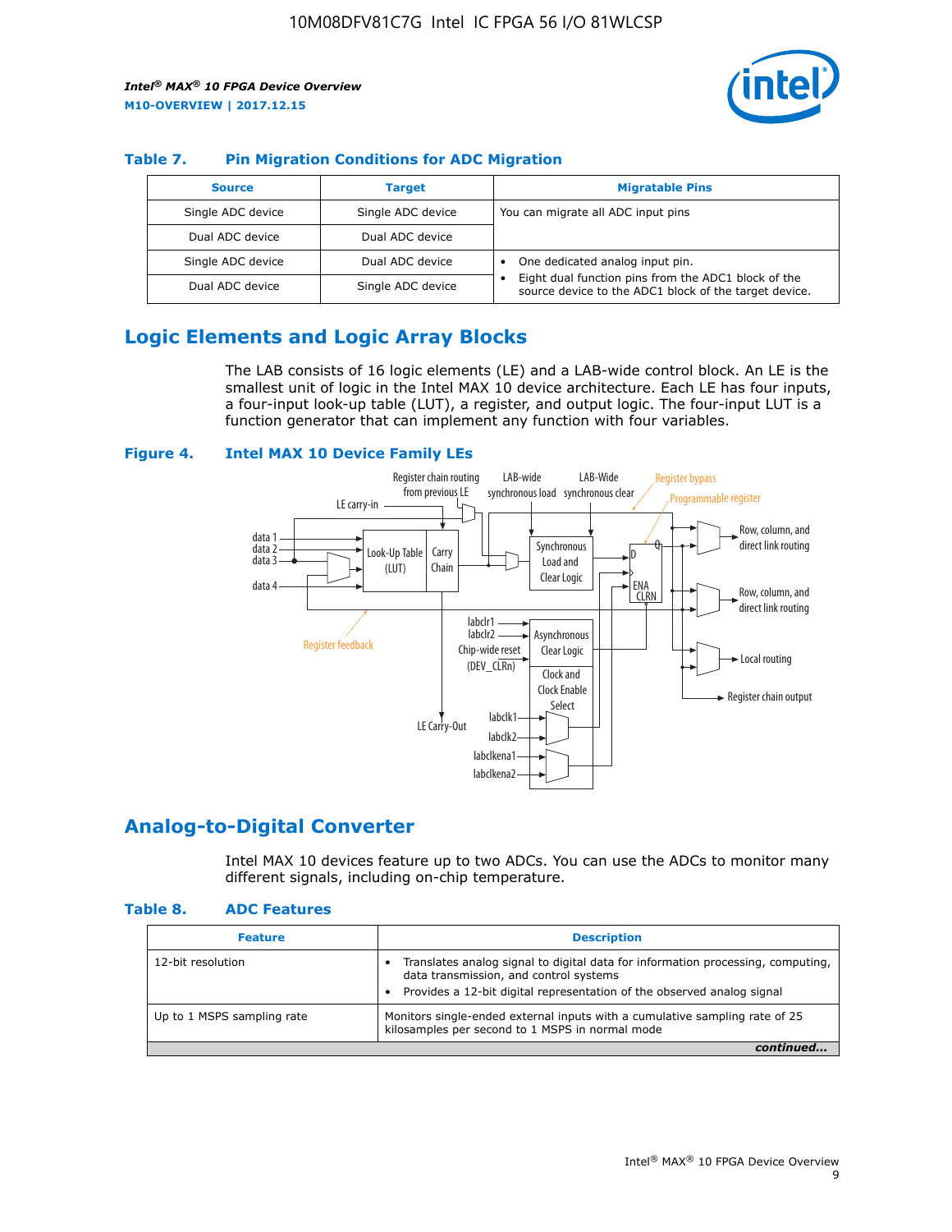### Table 7. Pin Migration Conditions for ADC Migration

| Source | Target | Migratable Pins |
| --- | --- | --- |
| Single ADC device | Single ADC device | You can migrate all ADC input pins |
| Dual ADC device | Dual ADC device | |
| Single ADC device | Dual ADC device | • One dedicated analog input pin. • Eight dual function pins from the ADC1 block of the source device to the ADC1 block of the target device. |
| Dual ADC device | Single ADC device | |

## Logic Elements and Logic Array Blocks

The LAB consists of 16 logic elements (LE) and a LAB-wide control block. An LE is the smallest unit of logic in the Intel MAX 10 device architecture. Each LE has four inputs, a four-input look-up table (LUT), a register, and output logic. The four-input LUT is a function generator that can implement any function with four variables.

### Figure 4. Intel MAX 10 Device Family LEs

## Analog-to-Digital Converter

Intel MAX 10 devices feature up to two ADCs. You can use the ADCs to monitor many different signals, including on-chip temperature.

### Table 8. ADC Features

| Feature | Description |
| --- | --- |
| 12-bit resolution | • Translates analog signal to digital data for information processing, computing, data transmission, and control systems • Provides a 12-bit digital representation of the observed analog signal |
| Up to 1 MSPS sampling rate | Monitors single-ended external inputs with a cumulative sampling rate of 25 kilosamples per second to 1 MSPS in normal mode |

*continued...*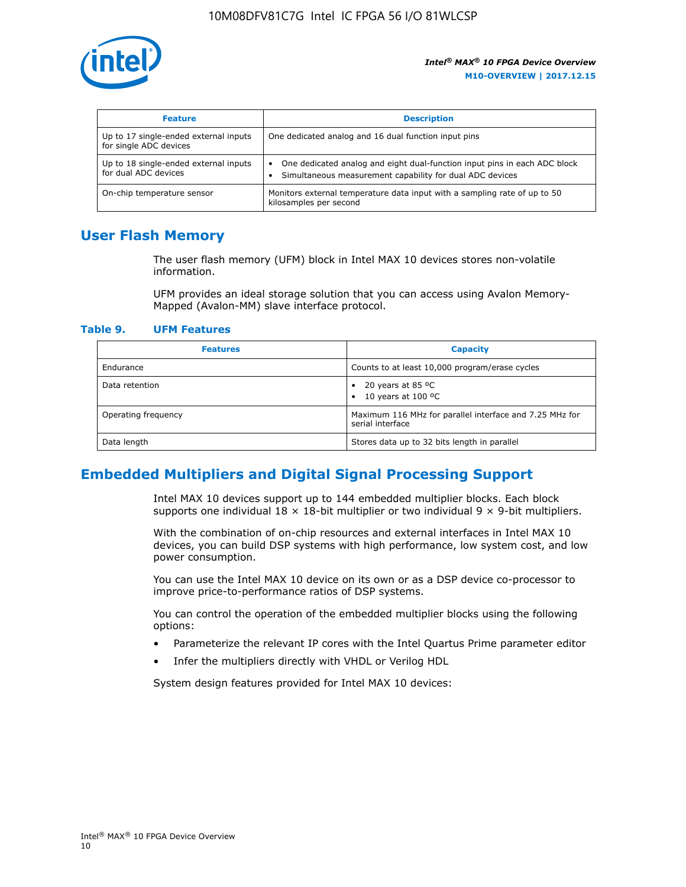| Feature | Description |
| --- | --- |
| Up to 17 single-ended external inputs for single ADC devices | One dedicated analog and 16 dual function input pins |
| Up to 18 single-ended external inputs for dual ADC devices | • One dedicated analog and eight dual-function input pins in each ADC block<br>• Simultaneous measurement capability for dual ADC devices |
| On-chip temperature sensor | Monitors external temperature data input with a sampling rate of up to 50 kilosamples per second |

## User Flash Memory

The user flash memory (UFM) block in Intel MAX 10 devices stores non-volatile information.

UFM provides an ideal storage solution that you can access using Avalon Memory-Mapped (Avalon-MM) slave interface protocol.

**Table 9. UFM Features**

| Features | Capacity |
| --- | --- |
| Endurance | Counts to at least 10,000 program/erase cycles |
| Data retention | • 20 years at 85 ºC<br>• 10 years at 100 ºC |
| Operating frequency | Maximum 116 MHz for parallel interface and 7.25 MHz for serial interface |
| Data length | Stores data up to 32 bits length in parallel |

## Embedded Multipliers and Digital Signal Processing Support

Intel MAX 10 devices support up to 144 embedded multiplier blocks. Each block supports one individual 18 × 18-bit multiplier or two individual 9 × 9-bit multipliers.

With the combination of on-chip resources and external interfaces in Intel MAX 10 devices, you can build DSP systems with high performance, low system cost, and low power consumption.

You can use the Intel MAX 10 device on its own or as a DSP device co-processor to improve price-to-performance ratios of DSP systems.

You can control the operation of the embedded multiplier blocks using the following options:

- Parameterize the relevant IP cores with the Intel Quartus Prime parameter editor
- Infer the multipliers directly with VHDL or Verilog HDL

System design features provided for Intel MAX 10 devices: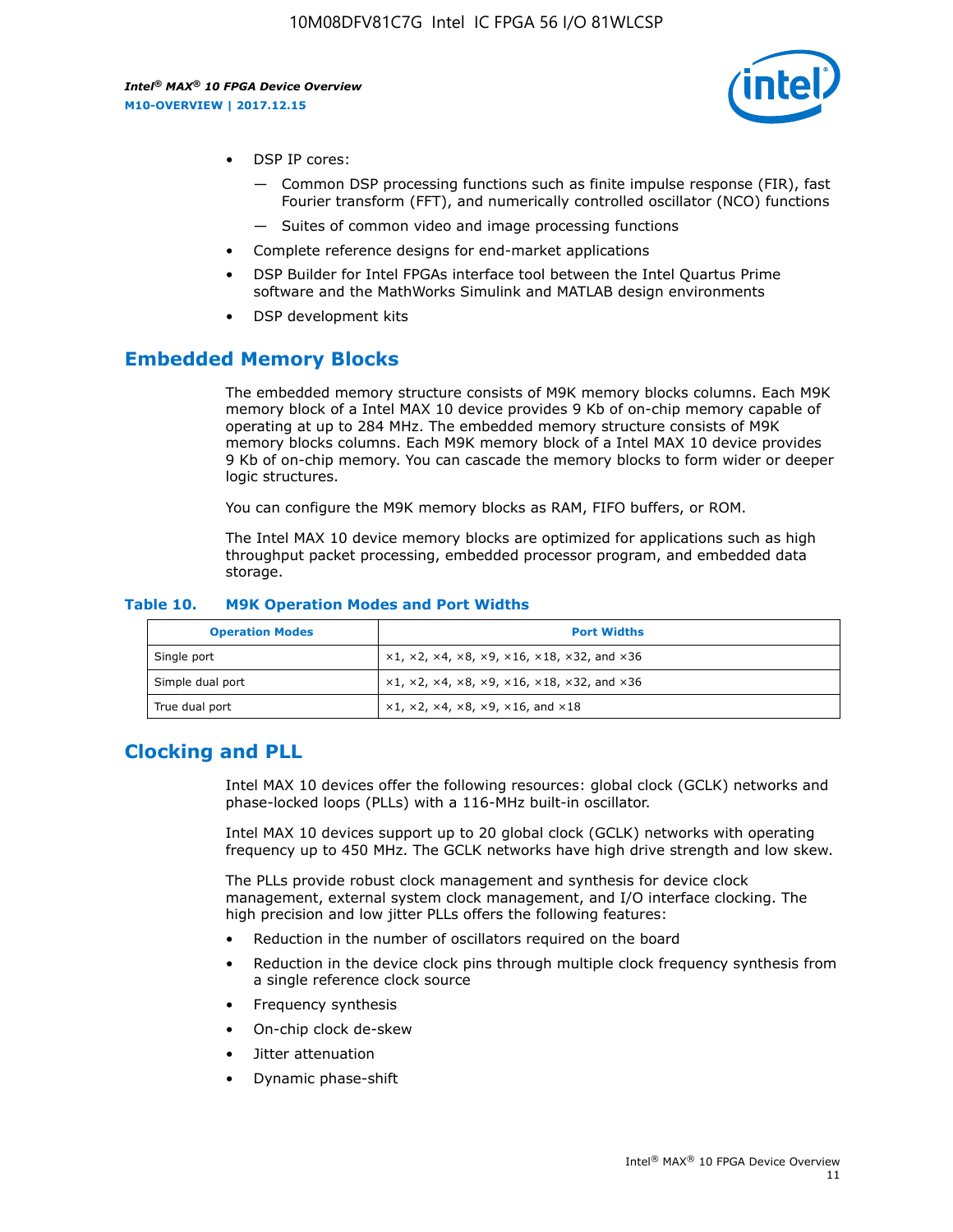- DSP IP cores:
  - — Common DSP processing functions such as finite impulse response (FIR), fast Fourier transform (FFT), and numerically controlled oscillator (NCO) functions
  - — Suites of common video and image processing functions
- Complete reference designs for end-market applications
- DSP Builder for Intel FPGAs interface tool between the Intel Quartus Prime software and the MathWorks Simulink and MATLAB design environments
- DSP development kits

## Embedded Memory Blocks

The embedded memory structure consists of M9K memory blocks columns. Each M9K memory block of a Intel MAX 10 device provides 9 Kb of on-chip memory capable of operating at up to 284 MHz. The embedded memory structure consists of M9K memory blocks columns. Each M9K memory block of a Intel MAX 10 device provides 9 Kb of on-chip memory. You can cascade the memory blocks to form wider or deeper logic structures.

You can configure the M9K memory blocks as RAM, FIFO buffers, or ROM.

The Intel MAX 10 device memory blocks are optimized for applications such as high throughput packet processing, embedded processor program, and embedded data storage.

**Table 10. M9K Operation Modes and Port Widths**

| Operation Modes | Port Widths |
| --- | --- |
| Single port | ×1, ×2, ×4, ×8, ×9, ×16, ×18, ×32, and ×36 |
| Simple dual port | ×1, ×2, ×4, ×8, ×9, ×16, ×18, ×32, and ×36 |
| True dual port | ×1, ×2, ×4, ×8, ×9, ×16, and ×18 |

## Clocking and PLL

Intel MAX 10 devices offer the following resources: global clock (GCLK) networks and phase-locked loops (PLLs) with a 116-MHz built-in oscillator.

Intel MAX 10 devices support up to 20 global clock (GCLK) networks with operating frequency up to 450 MHz. The GCLK networks have high drive strength and low skew.

The PLLs provide robust clock management and synthesis for device clock management, external system clock management, and I/O interface clocking. The high precision and low jitter PLLs offers the following features:

- Reduction in the number of oscillators required on the board
- Reduction in the device clock pins through multiple clock frequency synthesis from a single reference clock source
- Frequency synthesis
- On-chip clock de-skew
- Jitter attenuation
- Dynamic phase-shift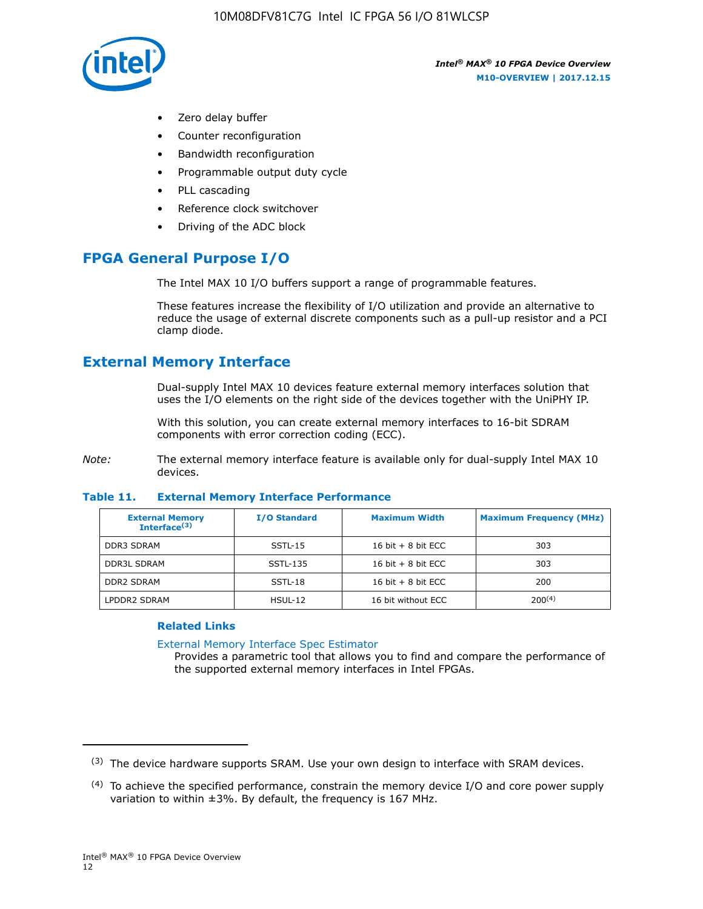- Zero delay buffer
- Counter reconfiguration
- Bandwidth reconfiguration
- Programmable output duty cycle
- PLL cascading
- Reference clock switchover
- Driving of the ADC block

## FPGA General Purpose I/O

The Intel MAX 10 I/O buffers support a range of programmable features.

These features increase the flexibility of I/O utilization and provide an alternative to reduce the usage of external discrete components such as a pull-up resistor and a PCI clamp diode.

## External Memory Interface

Dual-supply Intel MAX 10 devices feature external memory interfaces solution that uses the I/O elements on the right side of the devices together with the UniPHY IP.

With this solution, you can create external memory interfaces to 16-bit SDRAM components with error correction coding (ECC).

*Note:* The external memory interface feature is available only for dual-supply Intel MAX 10 devices.

**Table 11. External Memory Interface Performance**

| External Memory Interface[(3)] | I/O Standard | Maximum Width | Maximum Frequency (MHz) |
|---|---|---|---|
| DDR3 SDRAM | SSTL-15 | 16 bit + 8 bit ECC | 303 |
| DDR3L SDRAM | SSTL-135 | 16 bit + 8 bit ECC | 303 |
| DDR2 SDRAM | SSTL-18 | 16 bit + 8 bit ECC | 200 |
| LPDDR2 SDRAM | HSUL-12 | 16 bit without ECC | 200[(4)] |

### Related Links

External Memory Interface Spec Estimator
Provides a parametric tool that allows you to find and compare the performance of the supported external memory interfaces in Intel FPGAs.

(3) The device hardware supports SRAM. Use your own design to interface with SRAM devices.

(4) To achieve the specified performance, constrain the memory device I/O and core power supply variation to within ±3%. By default, the frequency is 167 MHz.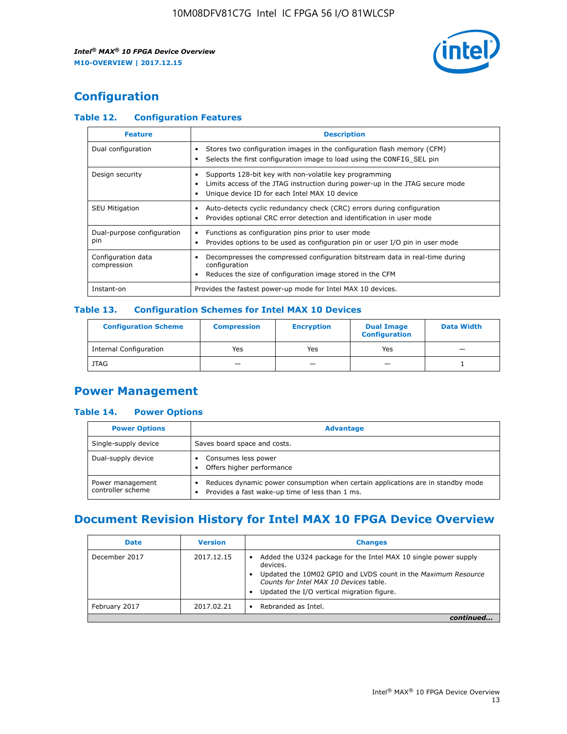## Configuration

### Table 12. Configuration Features

| Feature | Description |
| --- | --- |
| Dual configuration | • Stores two configuration images in the configuration flash memory (CFM) • Selects the first configuration image to load using the CONFIG_SEL pin |
| Design security | • Supports 128-bit key with non-volatile key programming • Limits access of the JTAG instruction during power-up in the JTAG secure mode • Unique device ID for each Intel MAX 10 device |
| SEU Mitigation | • Auto-detects cyclic redundancy check (CRC) errors during configuration • Provides optional CRC error detection and identification in user mode |
| Dual-purpose configuration pin | • Functions as configuration pins prior to user mode • Provides options to be used as configuration pin or user I/O pin in user mode |
| Configuration data compression | • Decompresses the compressed configuration bitstream data in real-time during configuration • Reduces the size of configuration image stored in the CFM |
| Instant-on | Provides the fastest power-up mode for Intel MAX 10 devices. |

### Table 13. Configuration Schemes for Intel MAX 10 Devices

| Configuration Scheme | Compression | Encryption | Dual Image Configuration | Data Width |
| --- | --- | --- | --- | --- |
| Internal Configuration | Yes | Yes | Yes | — |
| JTAG | — | — | — | 1 |

## Power Management

### Table 14. Power Options

| Power Options | Advantage |
| --- | --- |
| Single-supply device | Saves board space and costs. |
| Dual-supply device | • Consumes less power • Offers higher performance |
| Power management controller scheme | • Reduces dynamic power consumption when certain applications are in standby mode • Provides a fast wake-up time of less than 1 ms. |

## Document Revision History for Intel MAX 10 FPGA Device Overview

| Date | Version | Changes |
| --- | --- | --- |
| December 2017 | 2017.12.15 | • Added the U324 package for the Intel MAX 10 single power supply devices. • Updated the 10M02 GPIO and LVDS count in the *Maximum Resource Counts for Intel MAX 10 Devices* table. • Updated the I/O vertical migration figure. |
| February 2017 | 2017.02.21 | • Rebranded as Intel. |

*continued...*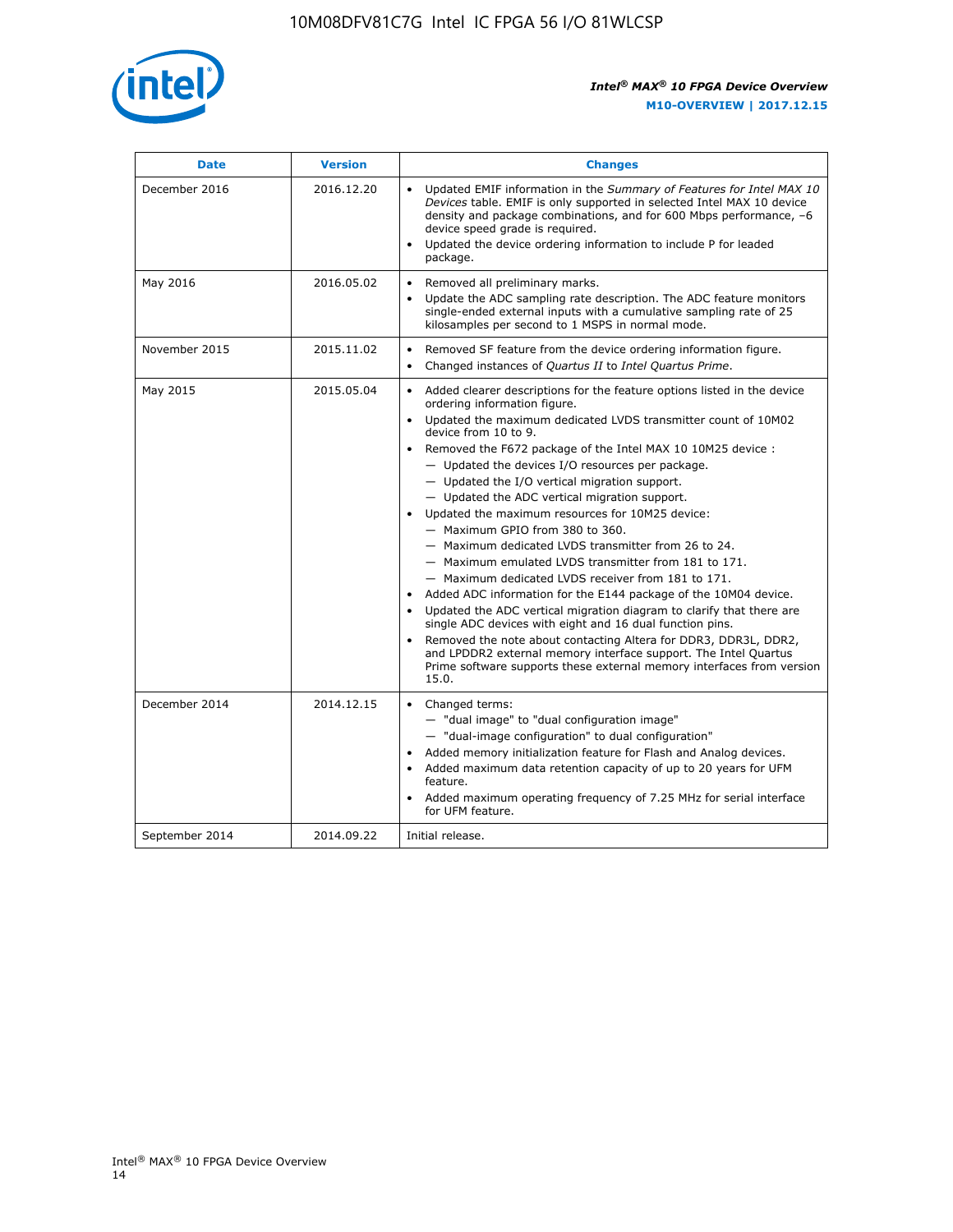| Date | Version | Changes |
| --- | --- | --- |
| December 2016 | 2016.12.20 | • Updated EMIF information in the *Summary of Features for Intel MAX 10 Devices* table. EMIF is only supported in selected Intel MAX 10 device density and package combinations, and for 600 Mbps performance, –6 device speed grade is required.<br>• Updated the device ordering information to include P for leaded package. |
| May 2016 | 2016.05.02 | • Removed all preliminary marks.<br>• Update the ADC sampling rate description. The ADC feature monitors single-ended external inputs with a cumulative sampling rate of 25 kilosamples per second to 1 MSPS in normal mode. |
| November 2015 | 2015.11.02 | • Removed SF feature from the device ordering information figure.<br>• Changed instances of *Quartus II* to *Intel Quartus Prime*. |
| May 2015 | 2015.05.04 | • Added clearer descriptions for the feature options listed in the device ordering information figure.<br>• Updated the maximum dedicated LVDS transmitter count of 10M02 device from 10 to 9.<br>• Removed the F672 package of the Intel MAX 10 10M25 device :<br>— Updated the devices I/O resources per package.<br>— Updated the I/O vertical migration support.<br>— Updated the ADC vertical migration support.<br>• Updated the maximum resources for 10M25 device:<br>— Maximum GPIO from 380 to 360.<br>— Maximum dedicated LVDS transmitter from 26 to 24.<br>— Maximum emulated LVDS transmitter from 181 to 171.<br>— Maximum dedicated LVDS receiver from 181 to 171.<br>• Added ADC information for the E144 package of the 10M04 device.<br>• Updated the ADC vertical migration diagram to clarify that there are single ADC devices with eight and 16 dual function pins.<br>• Removed the note about contacting Altera for DDR3, DDR3L, DDR2, and LPDDR2 external memory interface support. The Intel Quartus Prime software supports these external memory interfaces from version 15.0. |
| December 2014 | 2014.12.15 | • Changed terms:<br>— "dual image" to "dual configuration image"<br>— "dual-image configuration" to dual configuration"<br>• Added memory initialization feature for Flash and Analog devices.<br>• Added maximum data retention capacity of up to 20 years for UFM feature.<br>• Added maximum operating frequency of 7.25 MHz for serial interface for UFM feature. |
| September 2014 | 2014.09.22 | Initial release. |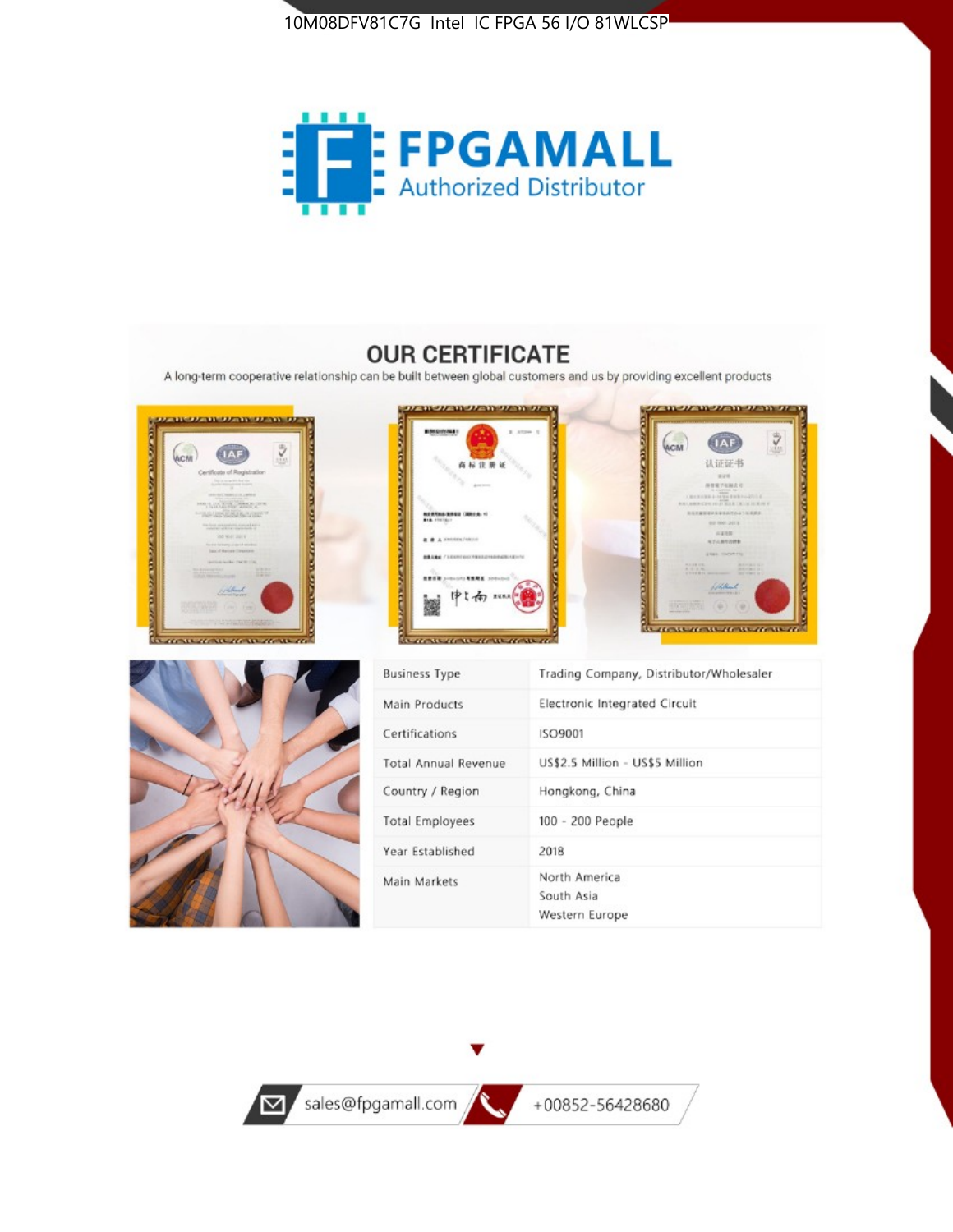FPGAMALL
Authorized Distributor

## OUR CERTIFICATE

A long-term cooperative relationship can be built between global customers and us by providing excellent products

| | |
|---|---|
| Business Type | Trading Company, Distributor/Wholesaler |
| Main Products | Electronic Integrated Circuit |
| Certifications | ISO9001 |
| Total Annual Revenue | US$2.5 Million - US$5 Million |
| Country / Region | Hongkong, China |
| Total Employees | 100 - 200 People |
| Year Established | 2018 |
| Main Markets | North America<br>South Asia<br>Western Europe |

sales@fpgamall.com

+00852-56428680